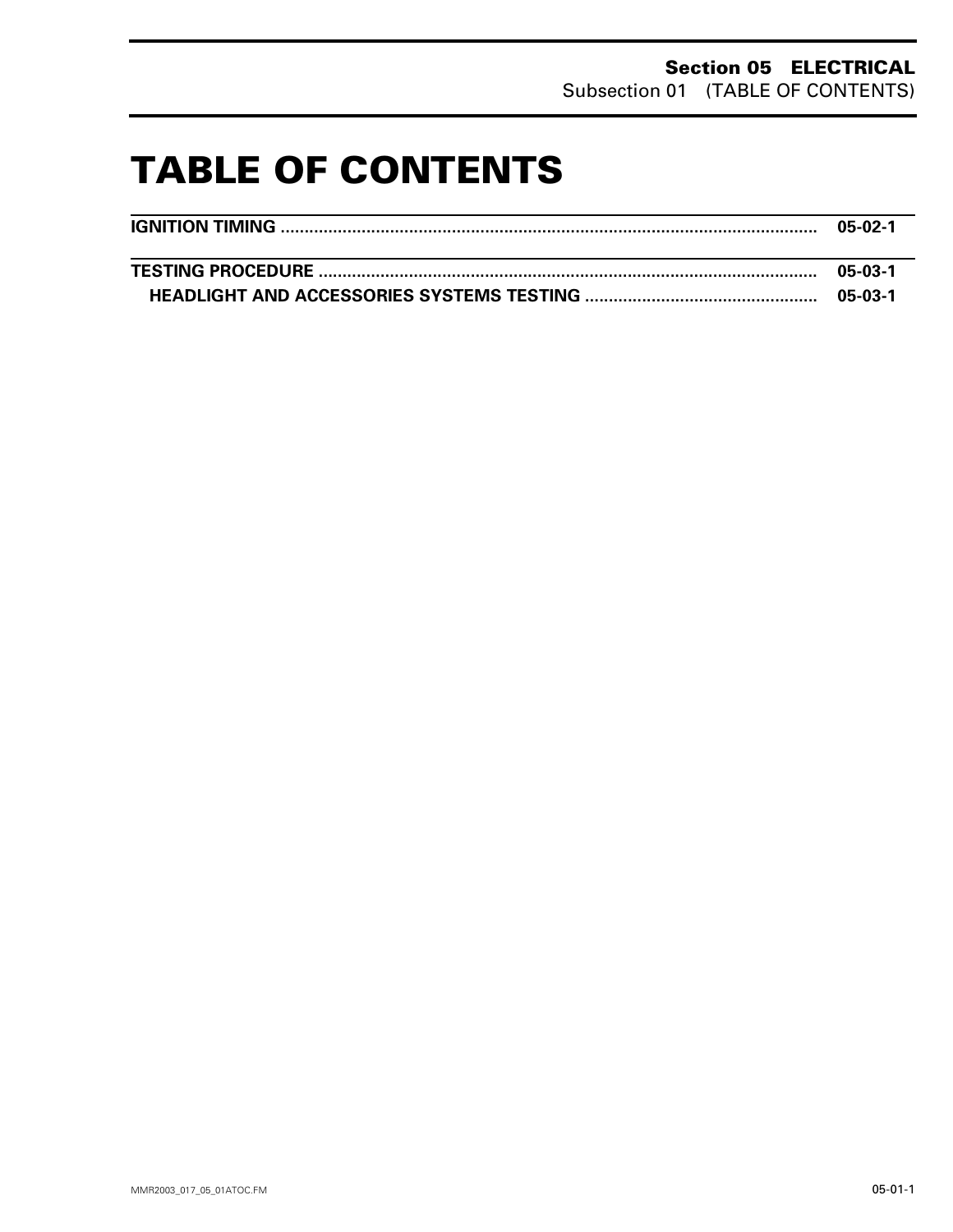# TABLE OF CONTENTS

| | |
|---|---|
| **IGNITION TIMING** | **05-02-1** |
| **TESTING PROCEDURE** | **05-03-1** |
| **HEADLIGHT AND ACCESSORIES SYSTEMS TESTING** | **05-03-1** |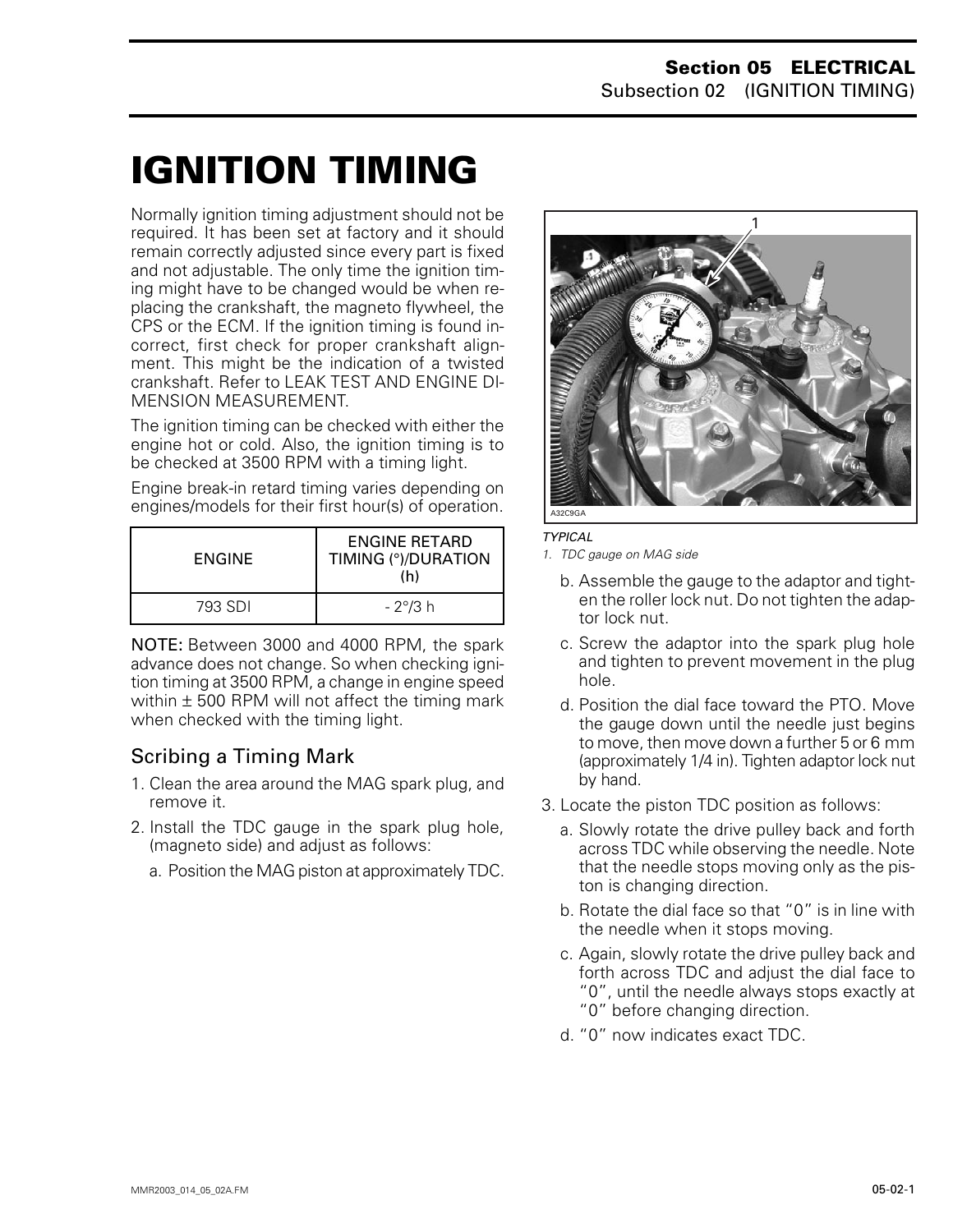# IGNITION TIMING

Normally ignition timing adjustment should not be required. It has been set at factory and it should remain correctly adjusted since every part is fixed and not adjustable. The only time the ignition timing might have to be changed would be when replacing the crankshaft, the magneto flywheel, the CPS or the ECM. If the ignition timing is found incorrect, first check for proper crankshaft alignment. This might be the indication of a twisted crankshaft. Refer to LEAK TEST AND ENGINE DIMENSION MEASUREMENT.

The ignition timing can be checked with either the engine hot or cold. Also, the ignition timing is to be checked at 3500 RPM with a timing light.

Engine break-in retard timing varies depending on engines/models for their first hour(s) of operation.

| ENGINE | ENGINE RETARD TIMING (°)/DURATION (h) |
|---|---|
| 793 SDI | - 2°/3 h |

**NOTE:** Between 3000 and 4000 RPM, the spark advance does not change. So when checking ignition timing at 3500 RPM, a change in engine speed within ± 500 RPM will not affect the timing mark when checked with the timing light.

## Scribing a Timing Mark

1. Clean the area around the MAG spark plug, and remove it.
2. Install the TDC gauge in the spark plug hole, (magneto side) and adjust as follows:
   a. Position the MAG piston at approximately TDC.

*TYPICAL*
*1. TDC gauge on MAG side*

   b. Assemble the gauge to the adaptor and tighten the roller lock nut. Do not tighten the adaptor lock nut.
   c. Screw the adaptor into the spark plug hole and tighten to prevent movement in the plug hole.
   d. Position the dial face toward the PTO. Move the gauge down until the needle just begins to move, then move down a further 5 or 6 mm (approximately 1/4 in). Tighten adaptor lock nut by hand.
3. Locate the piston TDC position as follows:
   a. Slowly rotate the drive pulley back and forth across TDC while observing the needle. Note that the needle stops moving only as the piston is changing direction.
   b. Rotate the dial face so that "0" is in line with the needle when it stops moving.
   c. Again, slowly rotate the drive pulley back and forth across TDC and adjust the dial face to "0", until the needle always stops exactly at "0" before changing direction.
   d. "0" now indicates exact TDC.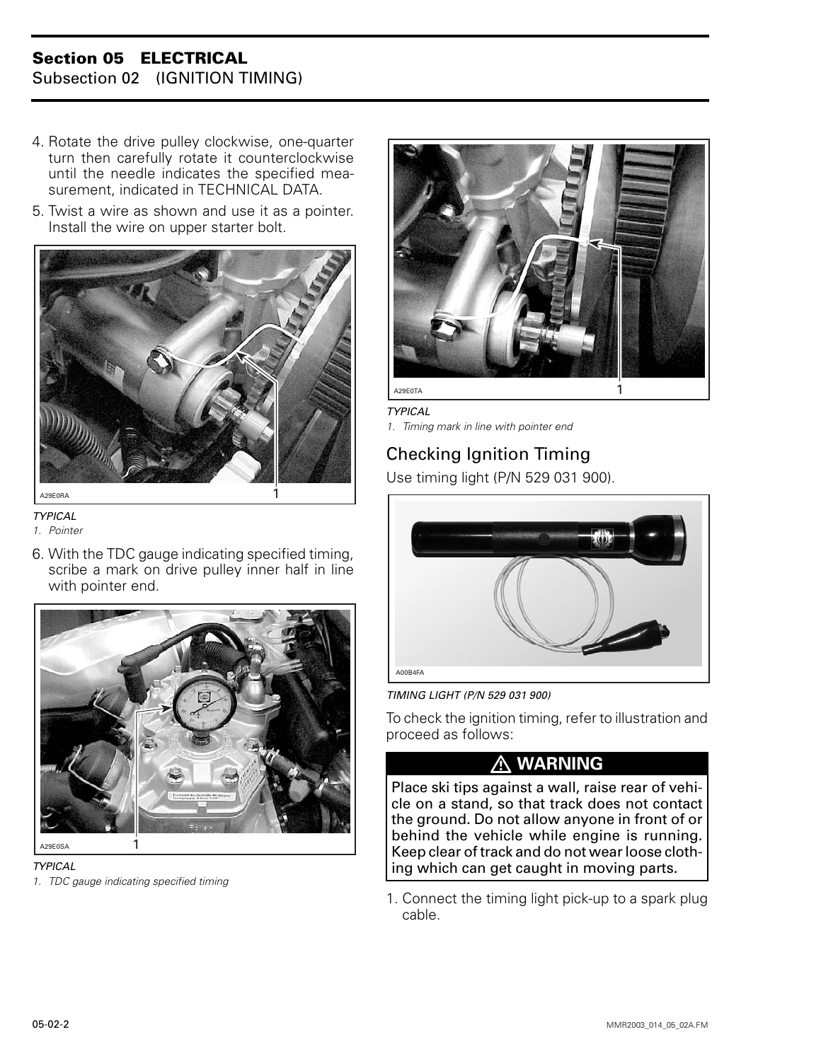## Section 05 ELECTRICAL
### Subsection 02 (IGNITION TIMING)

4. Rotate the drive pulley clockwise, one-quarter turn then carefully rotate it counterclockwise until the needle indicates the specified measurement, indicated in TECHNICAL DATA.

5. Twist a wire as shown and use it as a pointer. Install the wire on upper starter bolt.

A29E0RA

*TYPICAL*
*1. Pointer*

6. With the TDC gauge indicating specified timing, scribe a mark on drive pulley inner half in line with pointer end.

A29E0SA

*TYPICAL*
*1. TDC gauge indicating specified timing*

A29E0TA

*TYPICAL*
*1. Timing mark in line with pointer end*

## Checking Ignition Timing

Use timing light (P/N 529 031 900).

A00B4FA

*TIMING LIGHT (P/N 529 031 900)*

To check the ignition timing, refer to illustration and proceed as follows:

**⚠ WARNING**

**Place ski tips against a wall, raise rear of vehicle on a stand, so that track does not contact the ground. Do not allow anyone in front of or behind the vehicle while engine is running. Keep clear of track and do not wear loose clothing which can get caught in moving parts.**

1. Connect the timing light pick-up to a spark plug cable.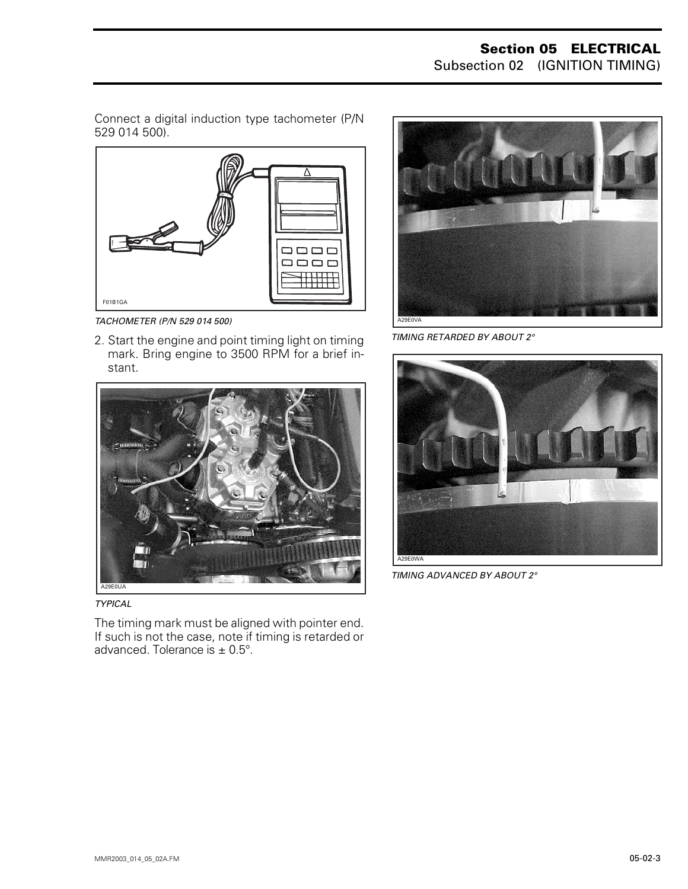Connect a digital induction type tachometer (P/N 529 014 500).

F01B1GA

*TACHOMETER (P/N 529 014 500)*

2. Start the engine and point timing light on timing mark. Bring engine to 3500 RPM for a brief instant.

A29E0UA

*TYPICAL*

The timing mark must be aligned with pointer end. If such is not the case, note if timing is retarded or advanced. Tolerance is ± 0.5°.

A29E0VA

*TIMING RETARDED BY ABOUT 2°*

A29E0WA

*TIMING ADVANCED BY ABOUT 2°*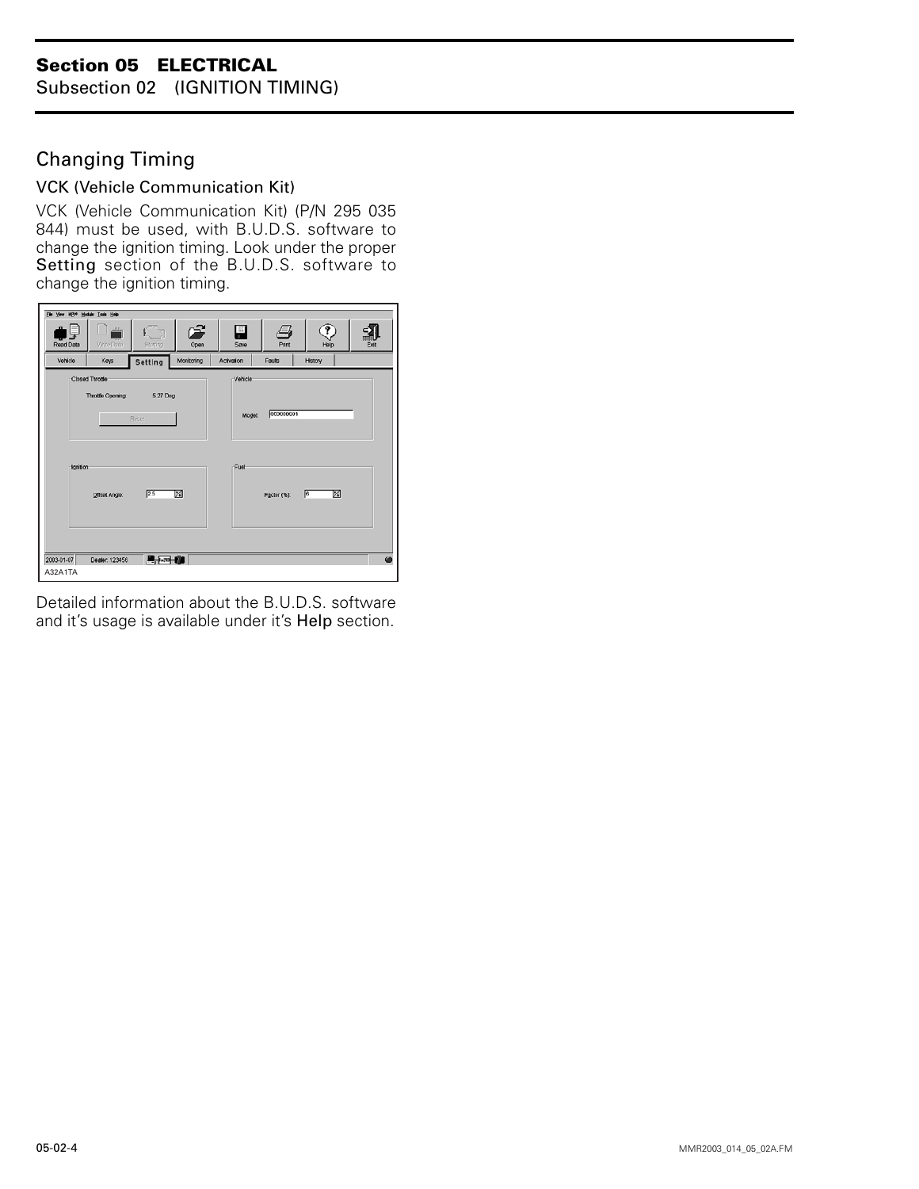## Changing Timing

### VCK (Vehicle Communication Kit)

VCK (Vehicle Communication Kit) (P/N 295 035 844) must be used, with B.U.D.S. software to change the ignition timing. Look under the proper **Setting** section of the B.U.D.S. software to change the ignition timing.

A32A1TA

Detailed information about the B.U.D.S. software and it's usage is available under it's **Help** section.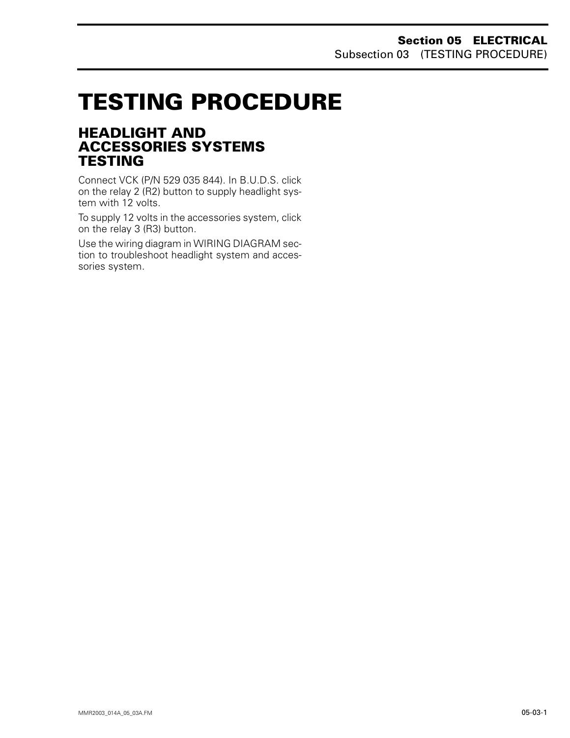# TESTING PROCEDURE

## HEADLIGHT AND ACCESSORIES SYSTEMS TESTING

Connect VCK (P/N 529 035 844). In B.U.D.S. click on the relay 2 (R2) button to supply headlight system with 12 volts.

To supply 12 volts in the accessories system, click on the relay 3 (R3) button.

Use the wiring diagram in WIRING DIAGRAM section to troubleshoot headlight system and accessories system.